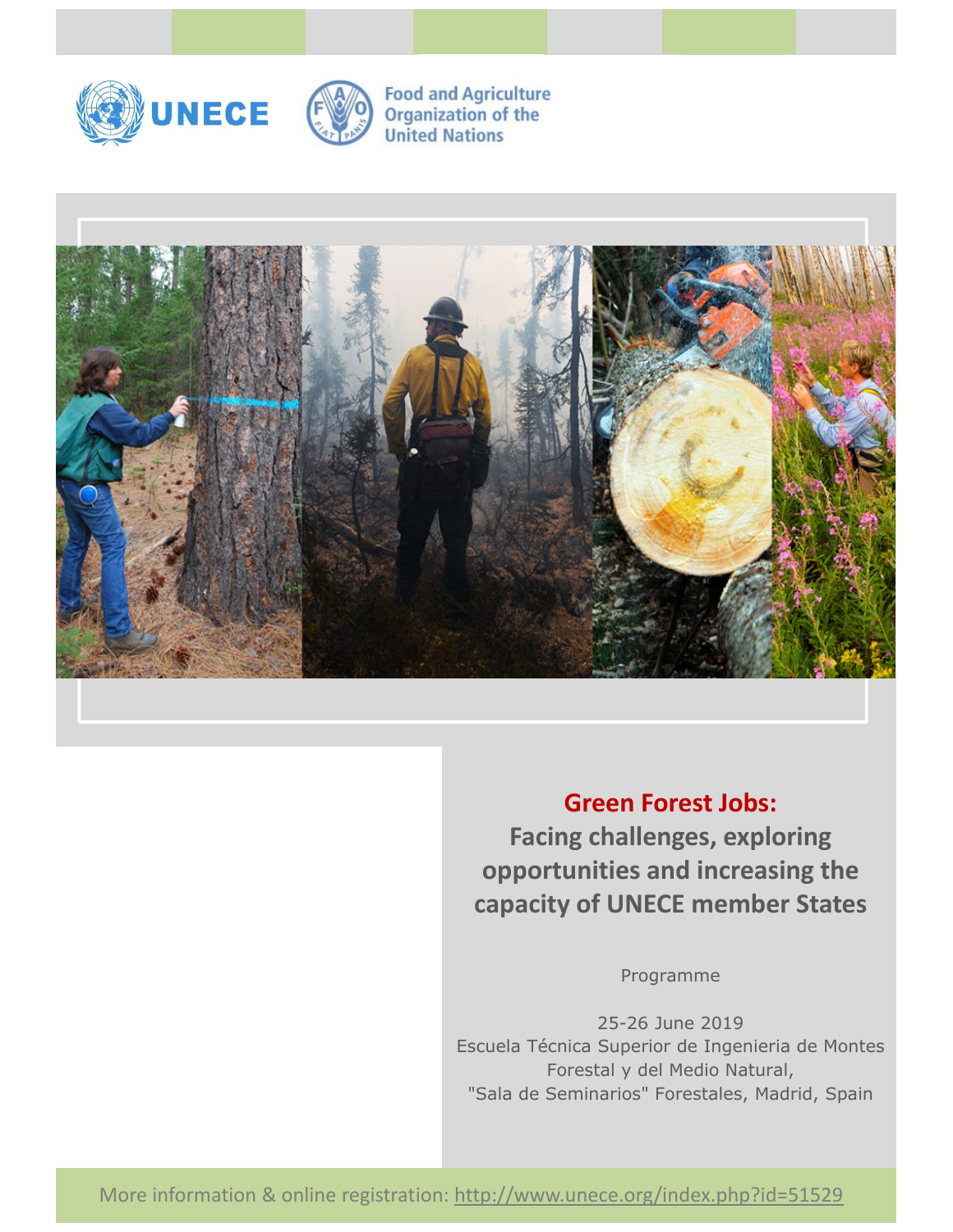UNECE

Food and Agriculture Organization of the United Nations

# Green Forest Jobs:

## Facing challenges, exploring opportunities and increasing the capacity of UNECE member States

Programme

25-26 June 2019
Escuela Técnica Superior de Ingenieria de Montes Forestal y del Medio Natural,
"Sala de Seminarios" Forestales, Madrid, Spain

More information & online registration: http://www.unece.org/index.php?id=51529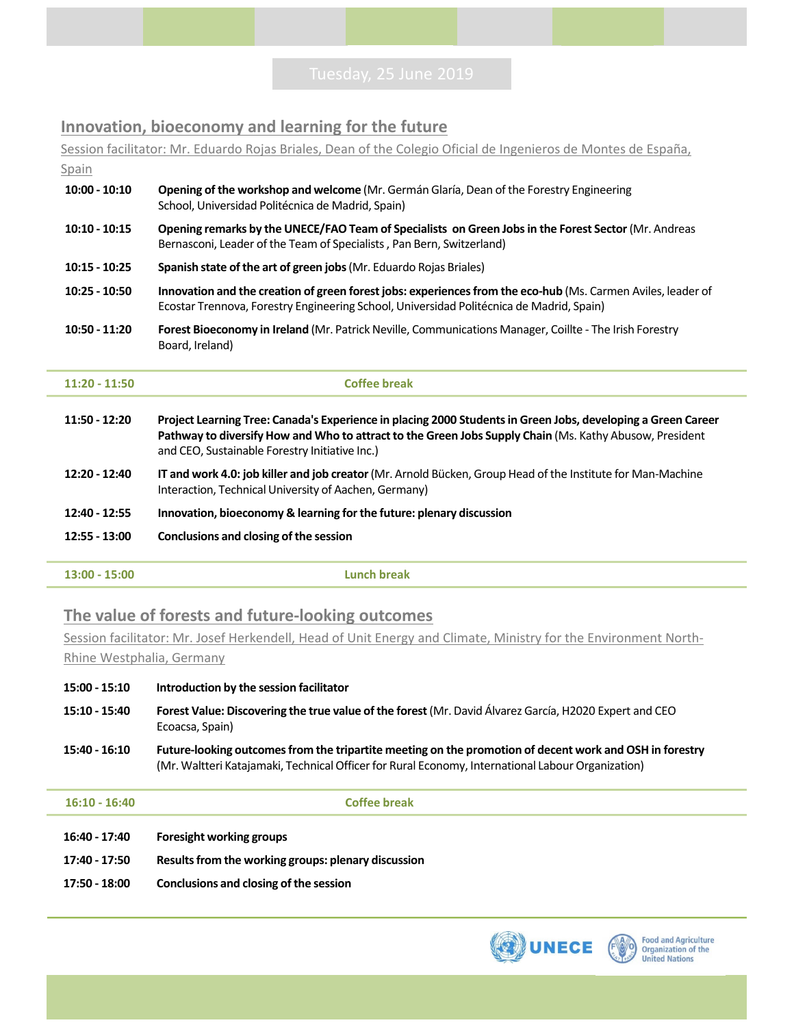## Tuesday, 25 June 2019

### Innovation, bioeconomy and learning for the future

Session facilitator: Mr. Eduardo Rojas Briales, Dean of the Colegio Oficial de Ingenieros de Montes de España, Spain

| | |
|---|---|
| **10:00 - 10:10** | **Opening of the workshop and welcome** (Mr. Germán Glaría, Dean of the Forestry Engineering School, Universidad Politécnica de Madrid, Spain) |
| **10:10 - 10:15** | **Opening remarks by the UNECE/FAO Team of Specialists on Green Jobs in the Forest Sector** (Mr. Andreas Bernasconi, Leader of the Team of Specialists , Pan Bern, Switzerland) |
| **10:15 - 10:25** | **Spanish state of the art of green jobs** (Mr. Eduardo Rojas Briales) |
| **10:25 - 10:50** | **Innovation and the creation of green forest jobs: experiences from the eco-hub** (Ms. Carmen Aviles, leader of Ecostar Trennova, Forestry Engineering School, Universidad Politécnica de Madrid, Spain) |
| **10:50 - 11:20** | **Forest Bioeconomy in Ireland** (Mr. Patrick Neville, Communications Manager, Coillte - The Irish Forestry Board, Ireland) |
| **11:20 - 11:50** | **Coffee break** |
| **11:50 - 12:20** | **Project Learning Tree: Canada's Experience in placing 2000 Students in Green Jobs, developing a Green Career Pathway to diversify How and Who to attract to the Green Jobs Supply Chain** (Ms. Kathy Abusow, President and CEO, Sustainable Forestry Initiative Inc.) |
| **12:20 - 12:40** | **IT and work 4.0: job killer and job creator** (Mr. Arnold Bücken, Group Head of the Institute for Man-Machine Interaction, Technical University of Aachen, Germany) |
| **12:40 - 12:55** | **Innovation, bioeconomy & learning for the future: plenary discussion** |
| **12:55 - 13:00** | **Conclusions and closing of the session** |
| **13:00 - 15:00** | **Lunch break** |

### The value of forests and future-looking outcomes

Session facilitator: Mr. Josef Herkendell, Head of Unit Energy and Climate, Ministry for the Environment North-Rhine Westphalia, Germany

| | |
|---|---|
| **15:00 - 15:10** | **Introduction by the session facilitator** |
| **15:10 - 15:40** | **Forest Value: Discovering the true value of the forest** (Mr. David Álvarez García, H2020 Expert and CEO Ecoacsa, Spain) |
| **15:40 - 16:10** | **Future-looking outcomes from the tripartite meeting on the promotion of decent work and OSH in forestry** (Mr. Waltteri Katajamaki, Technical Officer for Rural Economy, International Labour Organization) |
| **16:10 - 16:40** | **Coffee break** |
| **16:40 - 17:40** | **Foresight working groups** |
| **17:40 - 17:50** | **Results from the working groups: plenary discussion** |
| **17:50 - 18:00** | **Conclusions and closing of the session** |

UNECE | Food and Agriculture Organization of the United Nations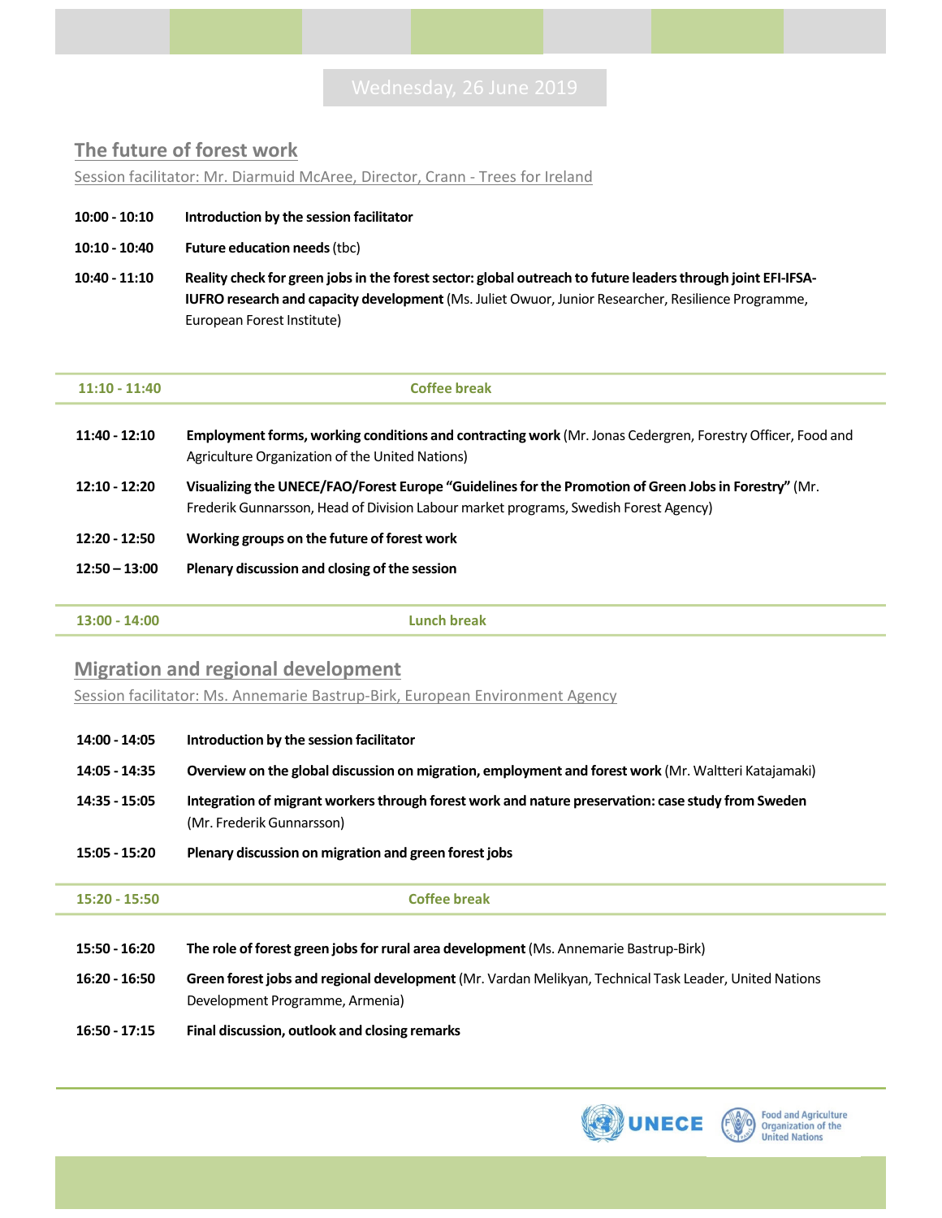## Wednesday, 26 June 2019

### The future of forest work

Session facilitator: Mr. Diarmuid McAree, Director, Crann - Trees for Ireland

| | |
|---|---|
| 10:00 - 10:10 | **Introduction by the session facilitator** |
| 10:10 - 10:40 | **Future education needs** (tbc) |
| 10:40 - 11:10 | **Reality check for green jobs in the forest sector: global outreach to future leaders through joint EFI-IFSA-IUFRO research and capacity development** (Ms. Juliet Owuor, Junior Researcher, Resilience Programme, European Forest Institute) |
| 11:10 - 11:40 | **Coffee break** |
| 11:40 - 12:10 | **Employment forms, working conditions and contracting work** (Mr. Jonas Cedergren, Forestry Officer, Food and Agriculture Organization of the United Nations) |
| 12:10 - 12:20 | **Visualizing the UNECE/FAO/Forest Europe "Guidelines for the Promotion of Green Jobs in Forestry"** (Mr. Frederik Gunnarsson, Head of Division Labour market programs, Swedish Forest Agency) |
| 12:20 - 12:50 | **Working groups on the future of forest work** |
| 12:50 – 13:00 | **Plenary discussion and closing of the session** |
| 13:00 - 14:00 | **Lunch break** |

### Migration and regional development

Session facilitator: Ms. Annemarie Bastrup-Birk, European Environment Agency

| | |
|---|---|
| 14:00 - 14:05 | **Introduction by the session facilitator** |
| 14:05 - 14:35 | **Overview on the global discussion on migration, employment and forest work** (Mr. Waltteri Katajamaki) |
| 14:35 - 15:05 | **Integration of migrant workers through forest work and nature preservation: case study from Sweden** (Mr. Frederik Gunnarsson) |
| 15:05 - 15:20 | **Plenary discussion on migration and green forest jobs** |
| 15:20 - 15:50 | **Coffee break** |
| 15:50 - 16:20 | **The role of forest green jobs for rural area development** (Ms. Annemarie Bastrup-Birk) |
| 16:20 - 16:50 | **Green forest jobs and regional development** (Mr. Vardan Melikyan, Technical Task Leader, United Nations Development Programme, Armenia) |
| 16:50 - 17:15 | **Final discussion, outlook and closing remarks** |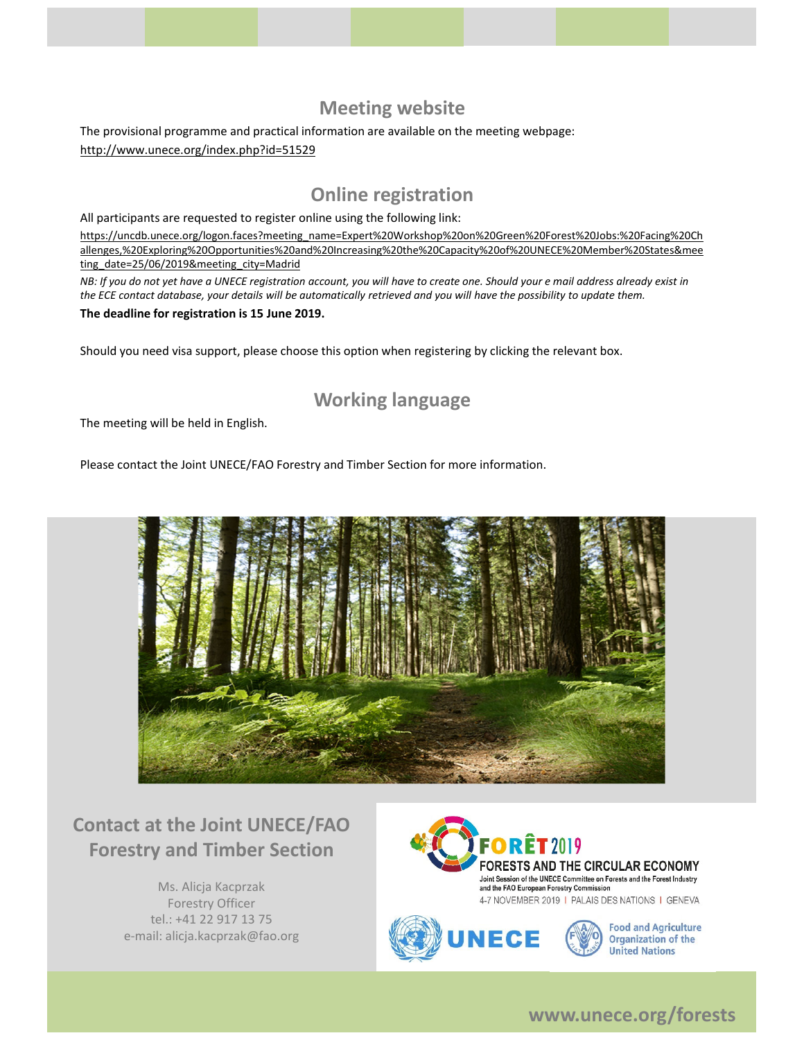## Meeting website

The provisional programme and practical information are available on the meeting webpage:
http://www.unece.org/index.php?id=51529

## Online registration

All participants are requested to register online using the following link:
https://uncdb.unece.org/logon.faces?meeting_name=Expert%20Workshop%20on%20Green%20Forest%20Jobs:%20Facing%20Challenges,%20Exploring%20Opportunities%20and%20Increasing%20the%20Capacity%20of%20UNECE%20Member%20States&meeting_date=25/06/2019&meeting_city=Madrid

*NB: If you do not yet have a UNECE registration account, you will have to create one. Should your e mail address already exist in the ECE contact database, your details will be automatically retrieved and you will have the possibility to update them.*

**The deadline for registration is 15 June 2019.**

Should you need visa support, please choose this option when registering by clicking the relevant box.

## Working language

The meeting will be held in English.

Please contact the Joint UNECE/FAO Forestry and Timber Section for more information.

## Contact at the Joint UNECE/FAO Forestry and Timber Section

Ms. Alicja Kacprzak
Forestry Officer
tel.: +41 22 917 13 75
e-mail: alicja.kacprzak@fao.org

FORÊT 2019
FORESTS AND THE CIRCULAR ECONOMY
Joint Session of the UNECE Committee on Forests and the Forest Industry and the FAO European Forestry Commission
4-7 NOVEMBER 2019 | PALAIS DES NATIONS | GENEVA

UNECE

Food and Agriculture Organization of the United Nations

www.unece.org/forests